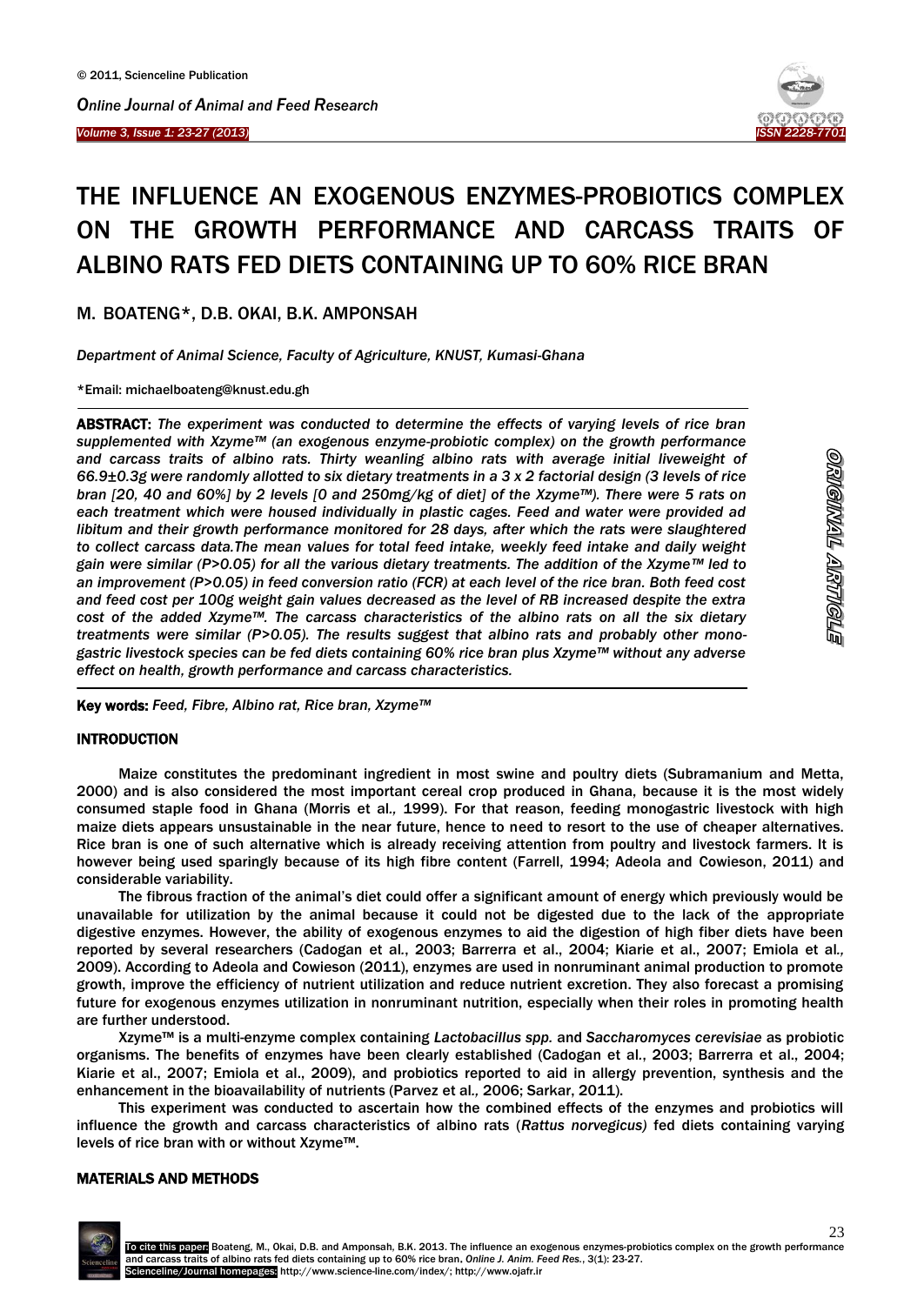# THE INFLUENCE AN EXOGENOUS ENZYMES-PROBIOTICS COMPLEX ON THE GROWTH PERFORMANCE AND CARCASS TRAITS OF ALBINO RATS FED DIETS CONTAINING UP TO 60% RICE BRAN

M. BOATENG*, D.B. OKAI, B.K. AMPONSAH

*Department of Animal Science, Faculty of Agriculture, KNUST, Kumasi-Ghana*

*Email: michaelboateng@knust.edu.gh

**ABSTRACT:** *The experiment was conducted to determine the effects of varying levels of rice bran supplemented with Xzyme™ (an exogenous enzyme-probiotic complex) on the growth performance and carcass traits of albino rats. Thirty weanling albino rats with average initial liveweight of 66.9±0.3g were randomly allotted to six dietary treatments in a 3 x 2 factorial design (3 levels of rice bran [20, 40 and 60%] by 2 levels [0 and 250mg/kg of diet] of the Xzyme™). There were 5 rats on each treatment which were housed individually in plastic cages. Feed and water were provided ad libitum and their growth performance monitored for 28 days, after which the rats were slaughtered to collect carcass data.The mean values for total feed intake, weekly feed intake and daily weight gain were similar (P>0.05) for all the various dietary treatments. The addition of the Xzyme™ led to an improvement (P>0.05) in feed conversion ratio (FCR) at each level of the rice bran. Both feed cost and feed cost per 100g weight gain values decreased as the level of RB increased despite the extra cost of the added Xzyme™. The carcass characteristics of the albino rats on all the six dietary treatments were similar (P>0.05). The results suggest that albino rats and probably other mono-gastric livestock species can be fed diets containing 60% rice bran plus Xzyme™ without any adverse effect on health, growth performance and carcass characteristics.*

**Key words:** *Feed, Fibre, Albino rat, Rice bran, Xzyme™*

## INTRODUCTION

Maize constitutes the predominant ingredient in most swine and poultry diets (Subramanium and Metta, 2000) and is also considered the most important cereal crop produced in Ghana, because it is the most widely consumed staple food in Ghana (Morris et al*.,* 1999). For that reason, feeding monogastric livestock with high maize diets appears unsustainable in the near future, hence to need to resort to the use of cheaper alternatives. Rice bran is one of such alternative which is already receiving attention from poultry and livestock farmers. It is however being used sparingly because of its high fibre content (Farrell, 1994; Adeola and Cowieson, 2011) and considerable variability.

The fibrous fraction of the animal's diet could offer a significant amount of energy which previously would be unavailable for utilization by the animal because it could not be digested due to the lack of the appropriate digestive enzymes. However, the ability of exogenous enzymes to aid the digestion of high fiber diets have been reported by several researchers (Cadogan et al., 2003; Barrerra et al., 2004; Kiarie et al., 2007; Emiola et al*.,* 2009). According to Adeola and Cowieson (2011), enzymes are used in nonruminant animal production to promote growth, improve the efficiency of nutrient utilization and reduce nutrient excretion. They also forecast a promising future for exogenous enzymes utilization in nonruminant nutrition, especially when their roles in promoting health are further understood.

Xzyme™ is a multi-enzyme complex containing *Lactobacillus spp.* and *Saccharomyces cerevisiae* as probiotic organisms. The benefits of enzymes have been clearly established (Cadogan et al., 2003; Barrerra et al., 2004; Kiarie et al., 2007; Emiola et al., 2009), and probiotics reported to aid in allergy prevention, synthesis and the enhancement in the bioavailability of nutrients (Parvez et al*.,* 2006; Sarkar, 2011).

This experiment was conducted to ascertain how the combined effects of the enzymes and probiotics will influence the growth and carcass characteristics of albino rats (*Rattus norvegicus)* fed diets containing varying levels of rice bran with or without Xzyme™.

## MATERIALS AND METHODS

To cite this paper: Boateng, M., Okai, D.B. and Amponsah, B.K. 2013. The influence an exogenous enzymes-probiotics complex on the growth performance and carcass traits of albino rats fed diets containing up to 60% rice bran, *Online J. Anim. Feed Res.*, 3(1): 23-27.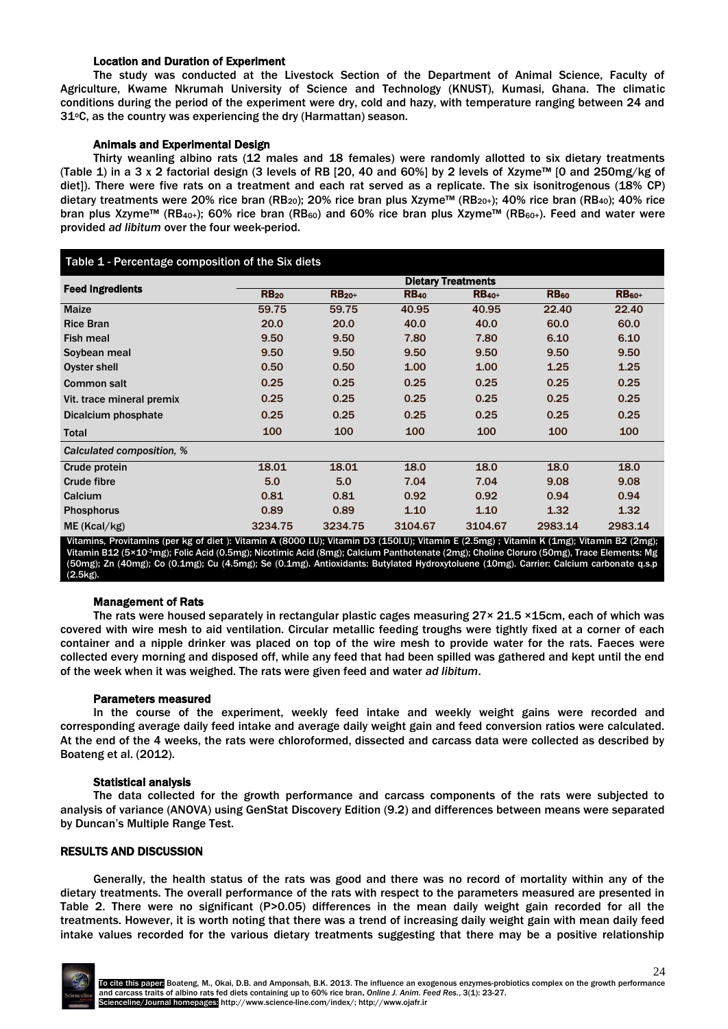### Location and Duration of Experiment

The study was conducted at the Livestock Section of the Department of Animal Science, Faculty of Agriculture, Kwame Nkrumah University of Science and Technology (KNUST), Kumasi, Ghana. The climatic conditions during the period of the experiment were dry, cold and hazy, with temperature ranging between 24 and 31°C, as the country was experiencing the dry (Harmattan) season.

### Animals and Experimental Design

Thirty weanling albino rats (12 males and 18 females) were randomly allotted to six dietary treatments (Table 1) in a 3 x 2 factorial design (3 levels of RB [20, 40 and 60%] by 2 levels of Xzyme™ [0 and 250mg/kg of diet]). There were five rats on a treatment and each rat served as a replicate. The six isonitrogenous (18% CP) dietary treatments were 20% rice bran ($RB_{20}$); 20% rice bran plus Xzyme™ ($RB_{20+}$); 40% rice bran ($RB_{40}$); 40% rice bran plus Xzyme™ ($RB_{40+}$); 60% rice bran ($RB_{60}$) and 60% rice bran plus Xzyme™ ($RB_{60+}$). Feed and water were provided *ad libitum* over the four week-period.

**Table 1** - Percentage composition of the Six diets

| Feed Ingredients | Dietary Treatments | | | | | |
|---|---|---|---|---|---|---|
| | $RB_{20}$ | $RB_{20+}$ | $RB_{40}$ | $RB_{40+}$ | $RB_{60}$ | $RB_{60+}$ |
| Maize | 59.75 | 59.75 | 40.95 | 40.95 | 22.40 | 22.40 |
| Rice Bran | 20.0 | 20.0 | 40.0 | 40.0 | 60.0 | 60.0 |
| Fish meal | 9.50 | 9.50 | 7.80 | 7.80 | 6.10 | 6.10 |
| Soybean meal | 9.50 | 9.50 | 9.50 | 9.50 | 9.50 | 9.50 |
| Oyster shell | 0.50 | 0.50 | 1.00 | 1.00 | 1.25 | 1.25 |
| Common salt | 0.25 | 0.25 | 0.25 | 0.25 | 0.25 | 0.25 |
| Vit. trace mineral premix | 0.25 | 0.25 | 0.25 | 0.25 | 0.25 | 0.25 |
| Dicalcium phosphate | 0.25 | 0.25 | 0.25 | 0.25 | 0.25 | 0.25 |
| Total | 100 | 100 | 100 | 100 | 100 | 100 |
| *Calculated composition, %* | | | | | | |
| Crude protein | 18.01 | 18.01 | 18.0 | 18.0 | 18.0 | 18.0 |
| Crude fibre | 5.0 | 5.0 | 7.04 | 7.04 | 9.08 | 9.08 |
| Calcium | 0.81 | 0.81 | 0.92 | 0.92 | 0.94 | 0.94 |
| Phosphorus | 0.89 | 0.89 | 1.10 | 1.10 | 1.32 | 1.32 |
| ME (Kcal/kg) | 3234.75 | 3234.75 | 3104.67 | 3104.67 | 2983.14 | 2983.14 |

Vitamins, Provitamins (per kg of diet ): Vitamin A (8000 I.U); Vitamin D3 (150I.U); Vitamin E (2.5mg) ; Vitamin K (1mg); Vitamin B2 (2mg); Vitamin B12 ($5\times10^{-3}$mg); Folic Acid (0.5mg); Nicotimic Acid (8mg); Calcium Panthotenate (2mg); Choline Cloruro (50mg), Trace Elements: Mg (50mg); Zn (40mg); Co (0.1mg); Cu (4.5mg); Se (0.1mg). Antioxidants: Butylated Hydroxytoluene (10mg). Carrier: Calcium carbonate q.s.p (2.5kg).

### Management of Rats

The rats were housed separately in rectangular plastic cages measuring 27× 21.5 ×15cm, each of which was covered with wire mesh to aid ventilation. Circular metallic feeding troughs were tightly fixed at a corner of each container and a nipple drinker was placed on top of the wire mesh to provide water for the rats. Faeces were collected every morning and disposed off, while any feed that had been spilled was gathered and kept until the end of the week when it was weighed. The rats were given feed and water *ad libitum*.

### Parameters measured

In the course of the experiment, weekly feed intake and weekly weight gains were recorded and corresponding average daily feed intake and average daily weight gain and feed conversion ratios were calculated. At the end of the 4 weeks, the rats were chloroformed, dissected and carcass data were collected as described by Boateng et al. (2012).

### Statistical analysis

The data collected for the growth performance and carcass components of the rats were subjected to analysis of variance (ANOVA) using GenStat Discovery Edition (9.2) and differences between means were separated by Duncan's Multiple Range Test.

## RESULTS AND DISCUSSION

Generally, the health status of the rats was good and there was no record of mortality within any of the dietary treatments. The overall performance of the rats with respect to the parameters measured are presented in Table 2. There were no significant ($P>0.05$) differences in the mean daily weight gain recorded for all the treatments. However, it is worth noting that there was a trend of increasing daily weight gain with mean daily feed intake values recorded for the various dietary treatments suggesting that there may be a positive relationship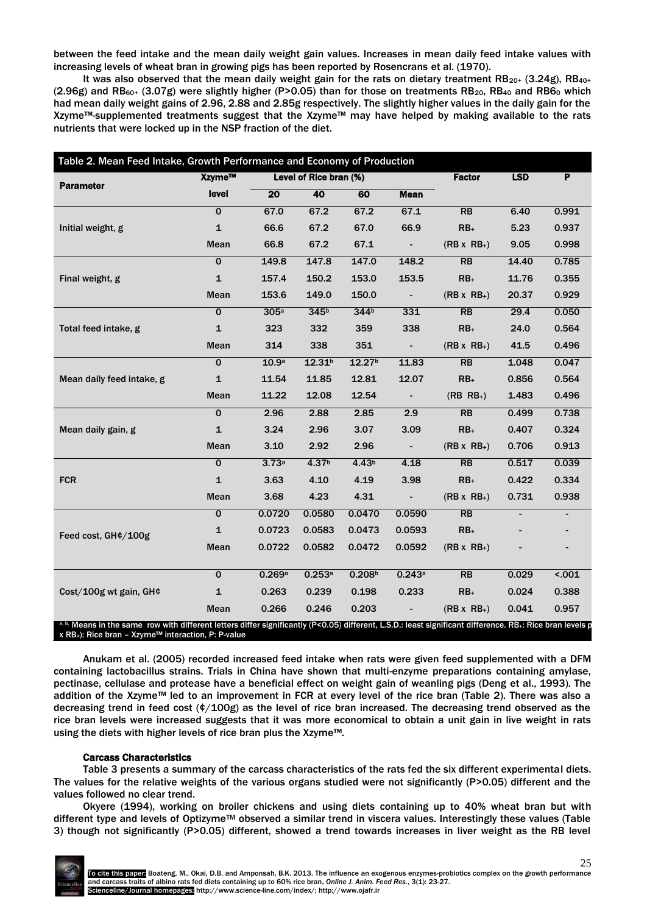between the feed intake and the mean daily weight gain values. Increases in mean daily feed intake values with increasing levels of wheat bran in growing pigs has been reported by Rosencrans et al. (1970).

It was also observed that the mean daily weight gain for the rats on dietary treatment $RB_{20+}$ (3.24g), $RB_{40+}$ (2.96g) and $RB_{60+}$ (3.07g) were slightly higher (P>0.05) than for those on treatments $RB_{20}$, $RB_{40}$ and $RB6_{0}$ which had mean daily weight gains of 2.96, 2.88 and 2.85g respectively. The slightly higher values in the daily gain for the Xzyme™-supplemented treatments suggest that the Xzyme™ may have helped by making available to the rats nutrients that were locked up in the NSP fraction of the diet.

**Table 2. Mean Feed Intake, Growth Performance and Economy of Production**

| Parameter | Xzyme™ level | Level of Rice bran (%) | | | | Factor | LSD | P |
|---|---|---|---|---|---|---|---|---|
| | | 20 | 40 | 60 | Mean | | | |
| Initial weight, g | 0 | 67.0 | 67.2 | 67.2 | 67.1 | RB | 6.40 | 0.991 |
| | 1 | 66.6 | 67.2 | 67.0 | 66.9 | $RB_{+}$ | 5.23 | 0.937 |
| | Mean | 66.8 | 67.2 | 67.1 | - | $(RB \times RB_{+})$ | 9.05 | 0.998 |
| Final weight, g | 0 | 149.8 | 147.8 | 147.0 | 148.2 | RB | 14.40 | 0.785 |
| | 1 | 157.4 | 150.2 | 153.0 | 153.5 | $RB_{+}$ | 11.76 | 0.355 |
| | Mean | 153.6 | 149.0 | 150.0 | - | $(RB \times RB_{+})$ | 20.37 | 0.929 |
| Total feed intake, g | 0 | 305[a] | 345[b] | 344[b] | 331 | RB | 29.4 | 0.050 |
| | 1 | 323 | 332 | 359 | 338 | $RB_{+}$ | 24.0 | 0.564 |
| | Mean | 314 | 338 | 351 | - | $(RB \times RB_{+})$ | 41.5 | 0.496 |
| Mean daily feed intake, g | 0 | 10.9[a] | 12.31[b] | 12.27[b] | 11.83 | RB | 1.048 | 0.047 |
| | 1 | 11.54 | 11.85 | 12.81 | 12.07 | $RB_{+}$ | 0.856 | 0.564 |
| | Mean | 11.22 | 12.08 | 12.54 | - | $(RB\ RB_{+})$ | 1.483 | 0.496 |
| Mean daily gain, g | 0 | 2.96 | 2.88 | 2.85 | 2.9 | RB | 0.499 | 0.738 |
| | 1 | 3.24 | 2.96 | 3.07 | 3.09 | $RB_{+}$ | 0.407 | 0.324 |
| | Mean | 3.10 | 2.92 | 2.96 | - | $(RB \times RB_{+})$ | 0.706 | 0.913 |
| FCR | 0 | 3.73[a] | 4.37[b] | 4.43[b] | 4.18 | RB | 0.517 | 0.039 |
| | 1 | 3.63 | 4.10 | 4.19 | 3.98 | $RB_{+}$ | 0.422 | 0.334 |
| | Mean | 3.68 | 4.23 | 4.31 | - | $(RB \times RB_{+})$ | 0.731 | 0.938 |
| Feed cost, GH¢/100g | 0 | 0.0720 | 0.0580 | 0.0470 | 0.0590 | RB | - | - |
| | 1 | 0.0723 | 0.0583 | 0.0473 | 0.0593 | $RB_{+}$ | - | - |
| | Mean | 0.0722 | 0.0582 | 0.0472 | 0.0592 | $(RB \times RB_{+})$ | - | - |
| Cost/100g wt gain, GH¢ | 0 | 0.269[a] | 0.253[a] | 0.208[b] | 0.243[a] | RB | 0.029 | <.001 |
| | 1 | 0.263 | 0.239 | 0.198 | 0.233 | $RB_{+}$ | 0.024 | 0.388 |
| | Mean | 0.266 | 0.246 | 0.203 | - | $(RB \times RB_{+})$ | 0.041 | 0.957 |

[a, b] Means in the same row with different letters differ significantly (P<0.05) different, L.S.D.: least significant difference. $RB_{+}$: Rice bran levels p x $RB_{+}$): Rice bran – Xzyme™ interaction, P: P-value

Anukam et al. (2005) recorded increased feed intake when rats were given feed supplemented with a DFM containing lactobacillus strains. Trials in China have shown that multi-enzyme preparations containing amylase, pectinase, cellulase and protease have a beneficial effect on weight gain of weanling pigs (Deng et al., 1993). The addition of the Xzyme™ led to an improvement in FCR at every level of the rice bran (Table 2). There was also a decreasing trend in feed cost (¢/100g) as the level of rice bran increased. The decreasing trend observed as the rice bran levels were increased suggests that it was more economical to obtain a unit gain in live weight in rats using the diets with higher levels of rice bran plus the Xzyme™.

### Carcass Characteristics

Table 3 presents a summary of the carcass characteristics of the rats fed the six different experimental diets. The values for the relative weights of the various organs studied were not significantly (P>0.05) different and the values followed no clear trend.

Okyere (1994), working on broiler chickens and using diets containing up to 40% wheat bran but with different type and levels of Optizyme™ observed a similar trend in viscera values. Interestingly these values (Table 3) though not significantly (P>0.05) different, showed a trend towards increases in liver weight as the RB level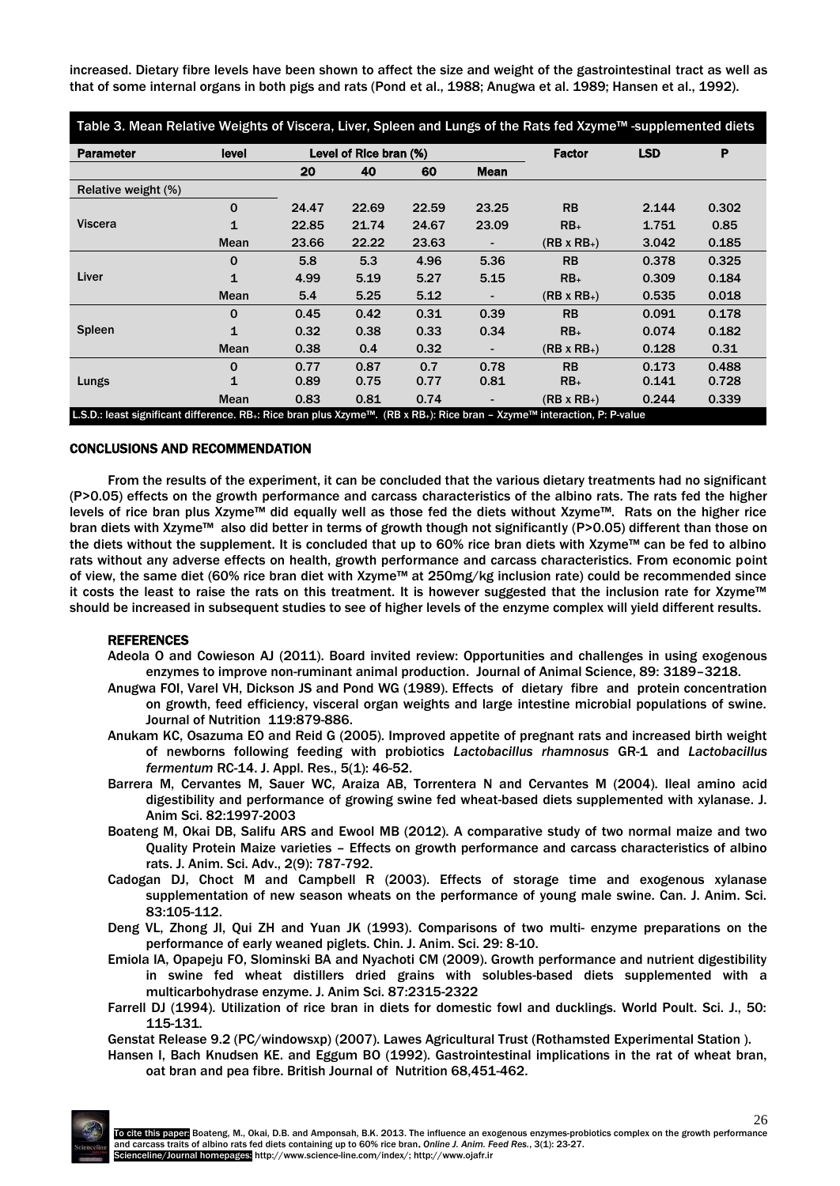increased. Dietary fibre levels have been shown to affect the size and weight of the gastrointestinal tract as well as that of some internal organs in both pigs and rats (Pond et al., 1988; Anugwa et al. 1989; Hansen et al., 1992).

**Table 3.** Mean Relative Weights of Viscera, Liver, Spleen and Lungs of the Rats fed Xzyme™ -supplemented diets

| Parameter | level | Level of Rice bran (%) | | | | Factor | LSD | P |
|---|---|---|---|---|---|---|---|---|
| | | 20 | 40 | 60 | Mean | | | |
| Relative weight (%) | | | | | | | | |
| Viscera | 0 | 24.47 | 22.69 | 22.59 | 23.25 | RB | 2.144 | 0.302 |
| | 1 | 22.85 | 21.74 | 24.67 | 23.09 | $RB_+$ | 1.751 | 0.85 |
| | Mean | 23.66 | 22.22 | 23.63 | - | $(RB \times RB_+)$ | 3.042 | 0.185 |
| Liver | 0 | 5.8 | 5.3 | 4.96 | 5.36 | RB | 0.378 | 0.325 |
| | 1 | 4.99 | 5.19 | 5.27 | 5.15 | $RB_+$ | 0.309 | 0.184 |
| | Mean | 5.4 | 5.25 | 5.12 | - | $(RB \times RB_+)$ | 0.535 | 0.018 |
| Spleen | 0 | 0.45 | 0.42 | 0.31 | 0.39 | RB | 0.091 | 0.178 |
| | 1 | 0.32 | 0.38 | 0.33 | 0.34 | $RB_+$ | 0.074 | 0.182 |
| | Mean | 0.38 | 0.4 | 0.32 | - | $(RB \times RB_+)$ | 0.128 | 0.31 |
| Lungs | 0 | 0.77 | 0.87 | 0.7 | 0.78 | RB | 0.173 | 0.488 |
| | 1 | 0.89 | 0.75 | 0.77 | 0.81 | $RB_+$ | 0.141 | 0.728 |
| | Mean | 0.83 | 0.81 | 0.74 | - | $(RB \times RB_+)$ | 0.244 | 0.339 |

L.S.D.: least significant difference. $RB_+$: Rice bran plus Xzyme™. $(RB \times RB_+)$: Rice bran – Xzyme™ interaction, P: P-value

## CONCLUSIONS AND RECOMMENDATION

From the results of the experiment, it can be concluded that the various dietary treatments had no significant (P>0.05) effects on the growth performance and carcass characteristics of the albino rats. The rats fed the higher levels of rice bran plus Xzyme™ did equally well as those fed the diets without Xzyme™. Rats on the higher rice bran diets with Xzyme™ also did better in terms of growth though not significantly (P>0.05) different than those on the diets without the supplement. It is concluded that up to 60% rice bran diets with Xzyme™ can be fed to albino rats without any adverse effects on health, growth performance and carcass characteristics. From economic point of view, the same diet (60% rice bran diet with Xzyme™ at 250mg/kg inclusion rate) could be recommended since it costs the least to raise the rats on this treatment. It is however suggested that the inclusion rate for Xzyme™ should be increased in subsequent studies to see of higher levels of the enzyme complex will yield different results.

## REFERENCES

Adeola O and Cowieson AJ (2011). Board invited review: Opportunities and challenges in using exogenous enzymes to improve non-ruminant animal production. Journal of Animal Science, 89: 3189–3218.

Anugwa FOI, Varel VH, Dickson JS and Pond WG (1989). Effects of dietary fibre and protein concentration on growth, feed efficiency, visceral organ weights and large intestine microbial populations of swine. Journal of Nutrition 119:879-886.

Anukam KC, Osazuma EO and Reid G (2005). Improved appetite of pregnant rats and increased birth weight of newborns following feeding with probiotics *Lactobacillus rhamnosus* GR-1 and *Lactobacillus fermentum* RC-14. J. Appl. Res., 5(1): 46-52.

Barrera M, Cervantes M, Sauer WC, Araiza AB, Torrentera N and Cervantes M (2004). Ileal amino acid digestibility and performance of growing swine fed wheat-based diets supplemented with xylanase. J. Anim Sci. 82:1997-2003

Boateng M, Okai DB, Salifu ARS and Ewool MB (2012). A comparative study of two normal maize and two Quality Protein Maize varieties – Effects on growth performance and carcass characteristics of albino rats. J. Anim. Sci. Adv., 2(9): 787-792.

Cadogan DJ, Choct M and Campbell R (2003). Effects of storage time and exogenous xylanase supplementation of new season wheats on the performance of young male swine. Can. J. Anim. Sci. 83:105-112.

Deng VL, Zhong JI, Qui ZH and Yuan JK (1993). Comparisons of two multi- enzyme preparations on the performance of early weaned piglets. Chin. J. Anim. Sci. 29: 8-10.

Emiola IA, Opapeju FO, Slominski BA and Nyachoti CM (2009). Growth performance and nutrient digestibility in swine fed wheat distillers dried grains with solubles-based diets supplemented with a multicarbohydrase enzyme. J. Anim Sci. 87:2315-2322

Farrell DJ (1994). Utilization of rice bran in diets for domestic fowl and ducklings. World Poult. Sci. J., 50: 115-131.

Genstat Release 9.2 (PC/windowsxp) (2007). Lawes Agricultural Trust (Rothamsted Experimental Station ).

Hansen I, Bach Knudsen KE. and Eggum BO (1992). Gastrointestinal implications in the rat of wheat bran, oat bran and pea fibre. British Journal of Nutrition 68,451-462.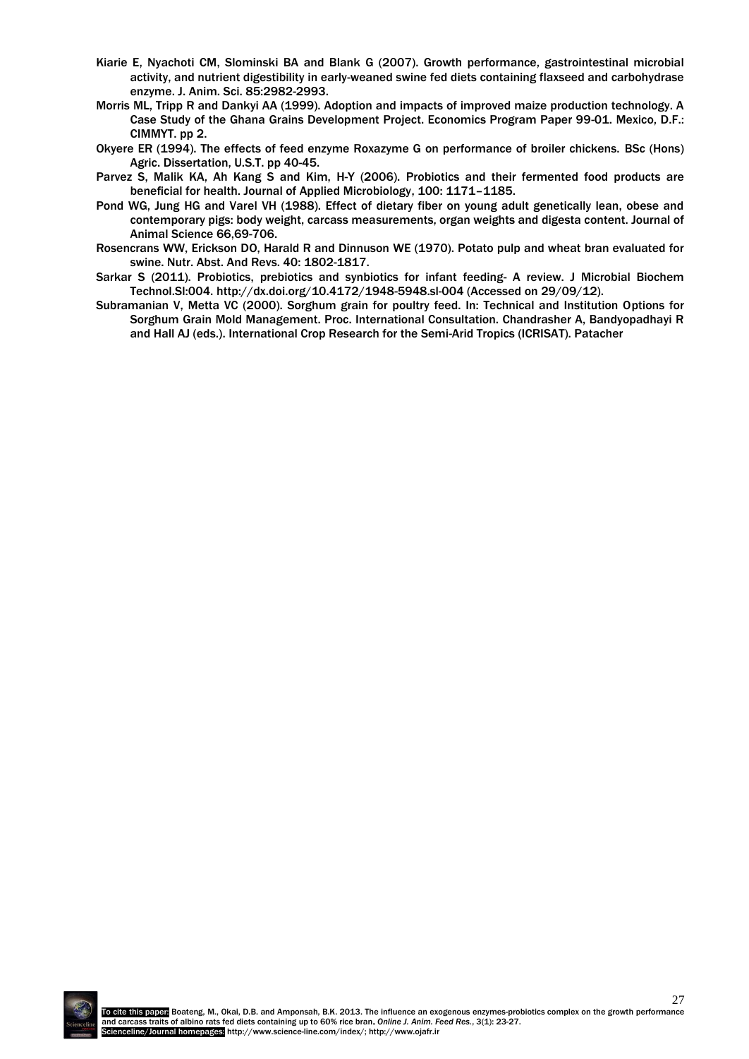Kiarie E, Nyachoti CM, Slominski BA and Blank G (2007). Growth performance, gastrointestinal microbial activity, and nutrient digestibility in early-weaned swine fed diets containing flaxseed and carbohydrase enzyme. J. Anim. Sci. 85:2982-2993.

Morris ML, Tripp R and Dankyi AA (1999). Adoption and impacts of improved maize production technology. A Case Study of the Ghana Grains Development Project. Economics Program Paper 99-01. Mexico, D.F.: CIMMYT. pp 2.

Okyere ER (1994). The effects of feed enzyme Roxazyme G on performance of broiler chickens. BSc (Hons) Agric. Dissertation, U.S.T. pp 40-45.

Parvez S, Malik KA, Ah Kang S and Kim, H-Y (2006). Probiotics and their fermented food products are beneficial for health. Journal of Applied Microbiology, 100: 1171–1185.

Pond WG, Jung HG and Varel VH (1988). Effect of dietary fiber on young adult genetically lean, obese and contemporary pigs: body weight, carcass measurements, organ weights and digesta content. Journal of Animal Science 66,69-706.

Rosencrans WW, Erickson DO, Harald R and Dinnuson WE (1970). Potato pulp and wheat bran evaluated for swine. Nutr. Abst. And Revs. 40: 1802-1817.

Sarkar S (2011). Probiotics, prebiotics and synbiotics for infant feeding- A review. J Microbial Biochem Technol.Sl:004. http://dx.doi.org/10.4172/1948-5948.sl-004 (Accessed on 29/09/12).

Subramanian V, Metta VC (2000). Sorghum grain for poultry feed. In: Technical and Institution Options for Sorghum Grain Mold Management. Proc. International Consultation. Chandrasher A, Bandyopadhayi R and Hall AJ (eds.). International Crop Research for the Semi-Arid Tropics (ICRISAT). Patacher